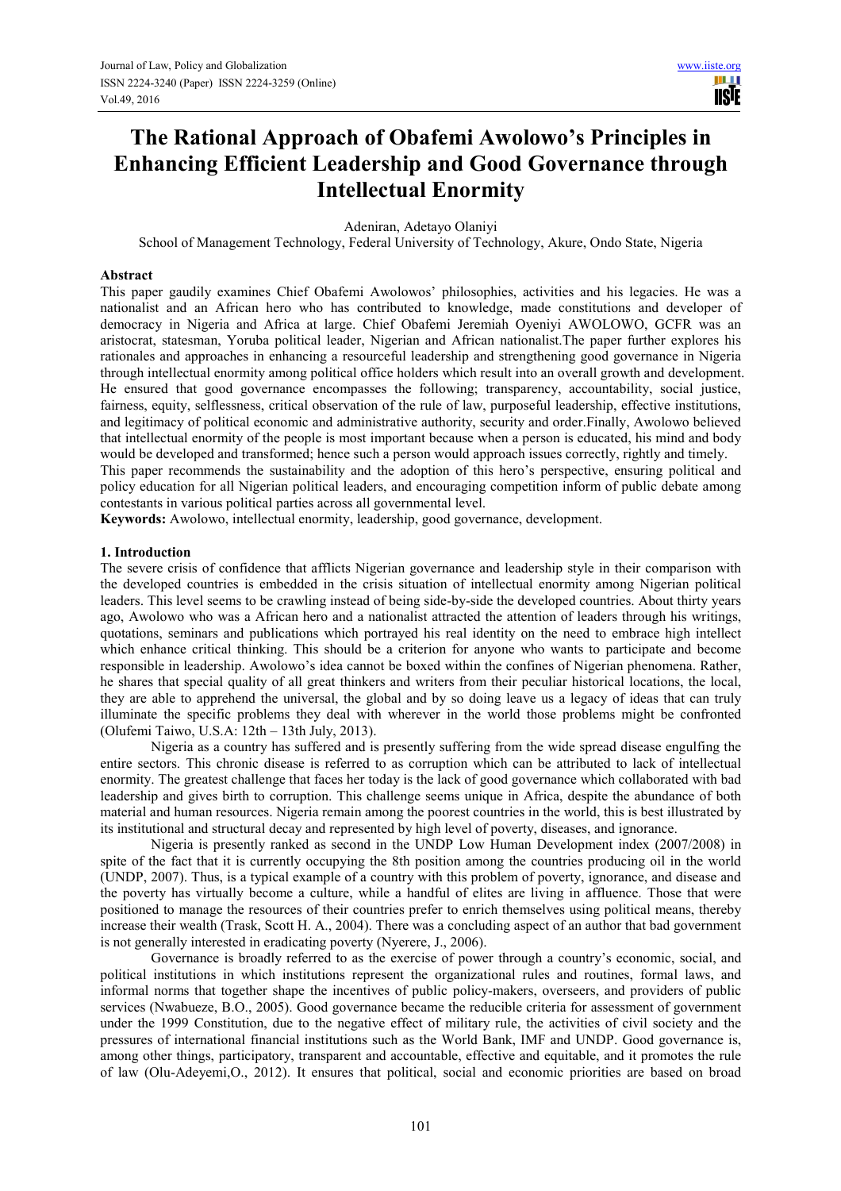# The Rational Approach of Obafemi Awolowo's Principles in Enhancing Efficient Leadership and Good Governance through Intellectual Enormity

Adeniran, Adetayo Olaniyi

School of Management Technology, Federal University of Technology, Akure, Ondo State, Nigeria

## Abstract

This paper gaudily examines Chief Obafemi Awolowos' philosophies, activities and his legacies. He was a nationalist and an African hero who has contributed to knowledge, made constitutions and developer of democracy in Nigeria and Africa at large. Chief Obafemi Jeremiah Oyeniyi AWOLOWO, GCFR was an aristocrat, statesman, Yoruba political leader, Nigerian and African nationalist.The paper further explores his rationales and approaches in enhancing a resourceful leadership and strengthening good governance in Nigeria through intellectual enormity among political office holders which result into an overall growth and development. He ensured that good governance encompasses the following; transparency, accountability, social justice, fairness, equity, selflessness, critical observation of the rule of law, purposeful leadership, effective institutions, and legitimacy of political economic and administrative authority, security and order.Finally, Awolowo believed that intellectual enormity of the people is most important because when a person is educated, his mind and body would be developed and transformed; hence such a person would approach issues correctly, rightly and timely.

This paper recommends the sustainability and the adoption of this hero's perspective, ensuring political and policy education for all Nigerian political leaders, and encouraging competition inform of public debate among contestants in various political parties across all governmental level.

**Keywords:** Awolowo, intellectual enormity, leadership, good governance, development.

## 1. Introduction

The severe crisis of confidence that afflicts Nigerian governance and leadership style in their comparison with the developed countries is embedded in the crisis situation of intellectual enormity among Nigerian political leaders. This level seems to be crawling instead of being side-by-side the developed countries. About thirty years ago, Awolowo who was a African hero and a nationalist attracted the attention of leaders through his writings, quotations, seminars and publications which portrayed his real identity on the need to embrace high intellect which enhance critical thinking. This should be a criterion for anyone who wants to participate and become responsible in leadership. Awolowo's idea cannot be boxed within the confines of Nigerian phenomena. Rather, he shares that special quality of all great thinkers and writers from their peculiar historical locations, the local, they are able to apprehend the universal, the global and by so doing leave us a legacy of ideas that can truly illuminate the specific problems they deal with wherever in the world those problems might be confronted (Olufemi Taiwo, U.S.A: 12th – 13th July, 2013).

Nigeria as a country has suffered and is presently suffering from the wide spread disease engulfing the entire sectors. This chronic disease is referred to as corruption which can be attributed to lack of intellectual enormity. The greatest challenge that faces her today is the lack of good governance which collaborated with bad leadership and gives birth to corruption. This challenge seems unique in Africa, despite the abundance of both material and human resources. Nigeria remain among the poorest countries in the world, this is best illustrated by its institutional and structural decay and represented by high level of poverty, diseases, and ignorance.

Nigeria is presently ranked as second in the UNDP Low Human Development index (2007/2008) in spite of the fact that it is currently occupying the 8th position among the countries producing oil in the world (UNDP, 2007). Thus, is a typical example of a country with this problem of poverty, ignorance, and disease and the poverty has virtually become a culture, while a handful of elites are living in affluence. Those that were positioned to manage the resources of their countries prefer to enrich themselves using political means, thereby increase their wealth (Trask, Scott H. A., 2004). There was a concluding aspect of an author that bad government is not generally interested in eradicating poverty (Nyerere, J., 2006).

Governance is broadly referred to as the exercise of power through a country's economic, social, and political institutions in which institutions represent the organizational rules and routines, formal laws, and informal norms that together shape the incentives of public policy-makers, overseers, and providers of public services (Nwabueze, B.O., 2005). Good governance became the reducible criteria for assessment of government under the 1999 Constitution, due to the negative effect of military rule, the activities of civil society and the pressures of international financial institutions such as the World Bank, IMF and UNDP. Good governance is, among other things, participatory, transparent and accountable, effective and equitable, and it promotes the rule of law (Olu-Adeyemi,O., 2012). It ensures that political, social and economic priorities are based on broad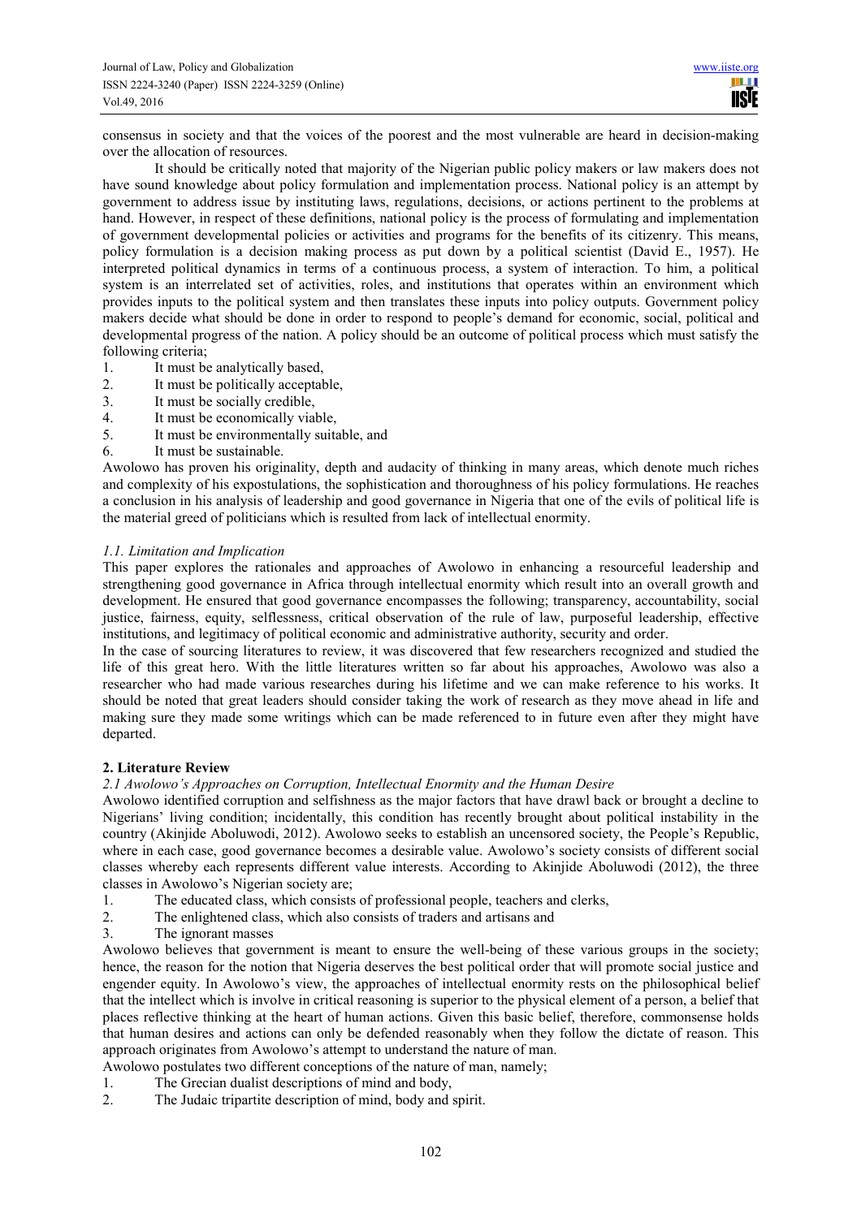consensus in society and that the voices of the poorest and the most vulnerable are heard in decision-making over the allocation of resources.

It should be critically noted that majority of the Nigerian public policy makers or law makers does not have sound knowledge about policy formulation and implementation process. National policy is an attempt by government to address issue by instituting laws, regulations, decisions, or actions pertinent to the problems at hand. However, in respect of these definitions, national policy is the process of formulating and implementation of government developmental policies or activities and programs for the benefits of its citizenry. This means, policy formulation is a decision making process as put down by a political scientist (David E., 1957). He interpreted political dynamics in terms of a continuous process, a system of interaction. To him, a political system is an interrelated set of activities, roles, and institutions that operates within an environment which provides inputs to the political system and then translates these inputs into policy outputs. Government policy makers decide what should be done in order to respond to people's demand for economic, social, political and developmental progress of the nation. A policy should be an outcome of political process which must satisfy the following criteria;

1. It must be analytically based,
2. It must be politically acceptable,
3. It must be socially credible,
4. It must be economically viable,
5. It must be environmentally suitable, and
6. It must be sustainable.

Awolowo has proven his originality, depth and audacity of thinking in many areas, which denote much riches and complexity of his expostulations, the sophistication and thoroughness of his policy formulations. He reaches a conclusion in his analysis of leadership and good governance in Nigeria that one of the evils of political life is the material greed of politicians which is resulted from lack of intellectual enormity.

### *1.1. Limitation and Implication*

This paper explores the rationales and approaches of Awolowo in enhancing a resourceful leadership and strengthening good governance in Africa through intellectual enormity which result into an overall growth and development. He ensured that good governance encompasses the following; transparency, accountability, social justice, fairness, equity, selflessness, critical observation of the rule of law, purposeful leadership, effective institutions, and legitimacy of political economic and administrative authority, security and order.

In the case of sourcing literatures to review, it was discovered that few researchers recognized and studied the life of this great hero. With the little literatures written so far about his approaches, Awolowo was also a researcher who had made various researches during his lifetime and we can make reference to his works. It should be noted that great leaders should consider taking the work of research as they move ahead in life and making sure they made some writings which can be made referenced to in future even after they might have departed.

## **2. Literature Review**

### *2.1 Awolowo's Approaches on Corruption, Intellectual Enormity and the Human Desire*

Awolowo identified corruption and selfishness as the major factors that have drawl back or brought a decline to Nigerians' living condition; incidentally, this condition has recently brought about political instability in the country (Akinjide Aboluwodi, 2012). Awolowo seeks to establish an uncensored society, the People's Republic, where in each case, good governance becomes a desirable value. Awolowo's society consists of different social classes whereby each represents different value interests. According to Akinjide Aboluwodi (2012), the three classes in Awolowo's Nigerian society are;

1. The educated class, which consists of professional people, teachers and clerks,
2. The enlightened class, which also consists of traders and artisans and
3. The ignorant masses

Awolowo believes that government is meant to ensure the well-being of these various groups in the society; hence, the reason for the notion that Nigeria deserves the best political order that will promote social justice and engender equity. In Awolowo's view, the approaches of intellectual enormity rests on the philosophical belief that the intellect which is involve in critical reasoning is superior to the physical element of a person, a belief that places reflective thinking at the heart of human actions. Given this basic belief, therefore, commonsense holds that human desires and actions can only be defended reasonably when they follow the dictate of reason. This approach originates from Awolowo's attempt to understand the nature of man.

Awolowo postulates two different conceptions of the nature of man, namely;

1. The Grecian dualist descriptions of mind and body,
2. The Judaic tripartite description of mind, body and spirit.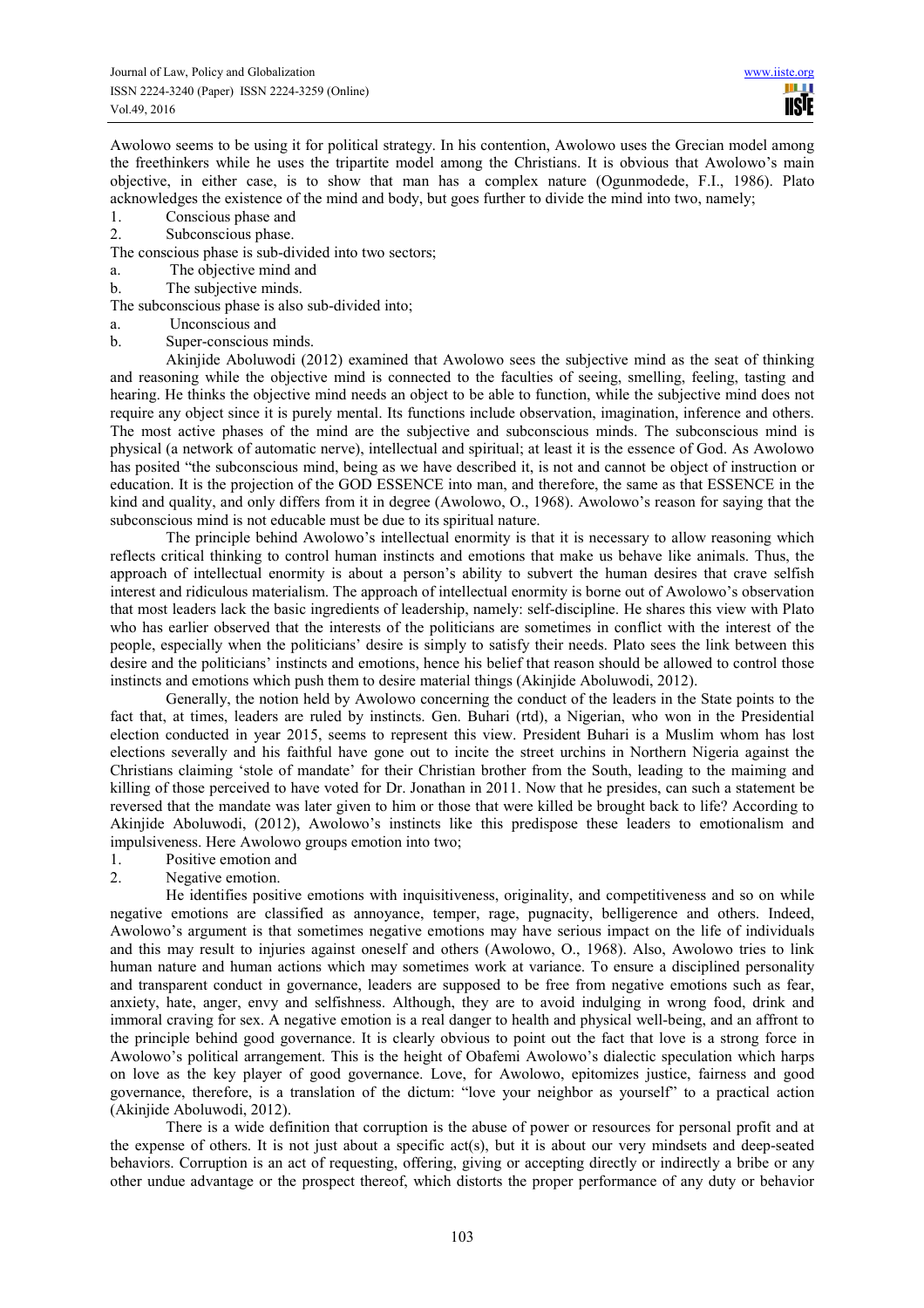Awolowo seems to be using it for political strategy. In his contention, Awolowo uses the Grecian model among the freethinkers while he uses the tripartite model among the Christians. It is obvious that Awolowo's main objective, in either case, is to show that man has a complex nature (Ogunmodede, F.I., 1986). Plato acknowledges the existence of the mind and body, but goes further to divide the mind into two, namely;

1. Conscious phase and
2. Subconscious phase.

The conscious phase is sub-divided into two sectors;

a. The objective mind and
b. The subjective minds.

The subconscious phase is also sub-divided into;

a. Unconscious and
b. Super-conscious minds.

Akinjide Aboluwodi (2012) examined that Awolowo sees the subjective mind as the seat of thinking and reasoning while the objective mind is connected to the faculties of seeing, smelling, feeling, tasting and hearing. He thinks the objective mind needs an object to be able to function, while the subjective mind does not require any object since it is purely mental. Its functions include observation, imagination, inference and others. The most active phases of the mind are the subjective and subconscious minds. The subconscious mind is physical (a network of automatic nerve), intellectual and spiritual; at least it is the essence of God. As Awolowo has posited "the subconscious mind, being as we have described it, is not and cannot be object of instruction or education. It is the projection of the GOD ESSENCE into man, and therefore, the same as that ESSENCE in the kind and quality, and only differs from it in degree (Awolowo, O., 1968). Awolowo's reason for saying that the subconscious mind is not educable must be due to its spiritual nature.

The principle behind Awolowo's intellectual enormity is that it is necessary to allow reasoning which reflects critical thinking to control human instincts and emotions that make us behave like animals. Thus, the approach of intellectual enormity is about a person's ability to subvert the human desires that crave selfish interest and ridiculous materialism. The approach of intellectual enormity is borne out of Awolowo's observation that most leaders lack the basic ingredients of leadership, namely: self-discipline. He shares this view with Plato who has earlier observed that the interests of the politicians are sometimes in conflict with the interest of the people, especially when the politicians' desire is simply to satisfy their needs. Plato sees the link between this desire and the politicians' instincts and emotions, hence his belief that reason should be allowed to control those instincts and emotions which push them to desire material things (Akinjide Aboluwodi, 2012).

Generally, the notion held by Awolowo concerning the conduct of the leaders in the State points to the fact that, at times, leaders are ruled by instincts. Gen. Buhari (rtd), a Nigerian, who won in the Presidential election conducted in year 2015, seems to represent this view. President Buhari is a Muslim whom has lost elections severally and his faithful have gone out to incite the street urchins in Northern Nigeria against the Christians claiming 'stole of mandate' for their Christian brother from the South, leading to the maiming and killing of those perceived to have voted for Dr. Jonathan in 2011. Now that he presides, can such a statement be reversed that the mandate was later given to him or those that were killed be brought back to life? According to Akinjide Aboluwodi, (2012), Awolowo's instincts like this predispose these leaders to emotionalism and impulsiveness. Here Awolowo groups emotion into two;

1. Positive emotion and
2. Negative emotion.

He identifies positive emotions with inquisitiveness, originality, and competitiveness and so on while negative emotions are classified as annoyance, temper, rage, pugnacity, belligerence and others. Indeed, Awolowo's argument is that sometimes negative emotions may have serious impact on the life of individuals and this may result to injuries against oneself and others (Awolowo, O., 1968). Also, Awolowo tries to link human nature and human actions which may sometimes work at variance. To ensure a disciplined personality and transparent conduct in governance, leaders are supposed to be free from negative emotions such as fear, anxiety, hate, anger, envy and selfishness. Although, they are to avoid indulging in wrong food, drink and immoral craving for sex. A negative emotion is a real danger to health and physical well-being, and an affront to the principle behind good governance. It is clearly obvious to point out the fact that love is a strong force in Awolowo's political arrangement. This is the height of Obafemi Awolowo's dialectic speculation which harps on love as the key player of good governance. Love, for Awolowo, epitomizes justice, fairness and good governance, therefore, is a translation of the dictum: "love your neighbor as yourself" to a practical action (Akinjide Aboluwodi, 2012).

There is a wide definition that corruption is the abuse of power or resources for personal profit and at the expense of others. It is not just about a specific act(s), but it is about our very mindsets and deep-seated behaviors. Corruption is an act of requesting, offering, giving or accepting directly or indirectly a bribe or any other undue advantage or the prospect thereof, which distorts the proper performance of any duty or behavior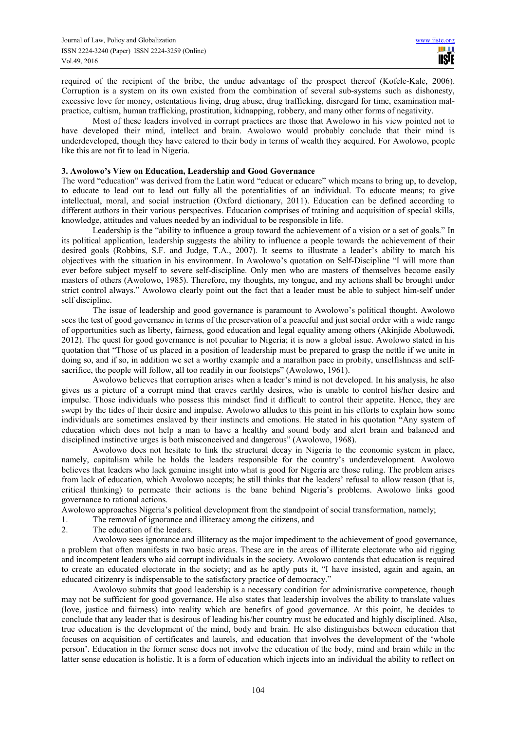required of the recipient of the bribe, the undue advantage of the prospect thereof (Kofele-Kale, 2006). Corruption is a system on its own existed from the combination of several sub-systems such as dishonesty, excessive love for money, ostentatious living, drug abuse, drug trafficking, disregard for time, examination mal-practice, cultism, human trafficking, prostitution, kidnapping, robbery, and many other forms of negativity.

Most of these leaders involved in corrupt practices are those that Awolowo in his view pointed not to have developed their mind, intellect and brain. Awolowo would probably conclude that their mind is underdeveloped, though they have catered to their body in terms of wealth they acquired. For Awolowo, people like this are not fit to lead in Nigeria.

### 3. Awolowo's View on Education, Leadership and Good Governance

The word "education" was derived from the Latin word "educat or educare" which means to bring up, to develop, to educate to lead out to lead out fully all the potentialities of an individual. To educate means; to give intellectual, moral, and social instruction (Oxford dictionary, 2011). Education can be defined according to different authors in their various perspectives. Education comprises of training and acquisition of special skills, knowledge, attitudes and values needed by an individual to be responsible in life.

Leadership is the "ability to influence a group toward the achievement of a vision or a set of goals." In its political application, leadership suggests the ability to influence a people towards the achievement of their desired goals (Robbins, S.F. and Judge, T.A., 2007). It seems to illustrate a leader's ability to match his objectives with the situation in his environment. In Awolowo's quotation on Self-Discipline "I will more than ever before subject myself to severe self-discipline. Only men who are masters of themselves become easily masters of others (Awolowo, 1985). Therefore, my thoughts, my tongue, and my actions shall be brought under strict control always." Awolowo clearly point out the fact that a leader must be able to subject him-self under self discipline.

The issue of leadership and good governance is paramount to Awolowo's political thought. Awolowo sees the test of good governance in terms of the preservation of a peaceful and just social order with a wide range of opportunities such as liberty, fairness, good education and legal equality among others (Akinjide Aboluwodi, 2012). The quest for good governance is not peculiar to Nigeria; it is now a global issue. Awolowo stated in his quotation that "Those of us placed in a position of leadership must be prepared to grasp the nettle if we unite in doing so, and if so, in addition we set a worthy example and a marathon pace in probity, unselfishness and self-sacrifice, the people will follow, all too readily in our footsteps" (Awolowo, 1961).

Awolowo believes that corruption arises when a leader's mind is not developed. In his analysis, he also gives us a picture of a corrupt mind that craves earthly desires, who is unable to control his/her desire and impulse. Those individuals who possess this mindset find it difficult to control their appetite. Hence, they are swept by the tides of their desire and impulse. Awolowo alludes to this point in his efforts to explain how some individuals are sometimes enslaved by their instincts and emotions. He stated in his quotation "Any system of education which does not help a man to have a healthy and sound body and alert brain and balanced and disciplined instinctive urges is both misconceived and dangerous" (Awolowo, 1968).

Awolowo does not hesitate to link the structural decay in Nigeria to the economic system in place, namely, capitalism while he holds the leaders responsible for the country's underdevelopment. Awolowo believes that leaders who lack genuine insight into what is good for Nigeria are those ruling. The problem arises from lack of education, which Awolowo accepts; he still thinks that the leaders' refusal to allow reason (that is, critical thinking) to permeate their actions is the bane behind Nigeria's problems. Awolowo links good governance to rational actions.

Awolowo approaches Nigeria's political development from the standpoint of social transformation, namely;

1. The removal of ignorance and illiteracy among the citizens, and
2. The education of the leaders.

Awolowo sees ignorance and illiteracy as the major impediment to the achievement of good governance, a problem that often manifests in two basic areas. These are in the areas of illiterate electorate who aid rigging and incompetent leaders who aid corrupt individuals in the society. Awolowo contends that education is required to create an educated electorate in the society; and as he aptly puts it, "I have insisted, again and again, an educated citizenry is indispensable to the satisfactory practice of democracy."

Awolowo submits that good leadership is a necessary condition for administrative competence, though may not be sufficient for good governance. He also states that leadership involves the ability to translate values (love, justice and fairness) into reality which are benefits of good governance. At this point, he decides to conclude that any leader that is desirous of leading his/her country must be educated and highly disciplined. Also, true education is the development of the mind, body and brain. He also distinguishes between education that focuses on acquisition of certificates and laurels, and education that involves the development of the 'whole person'. Education in the former sense does not involve the education of the body, mind and brain while in the latter sense education is holistic. It is a form of education which injects into an individual the ability to reflect on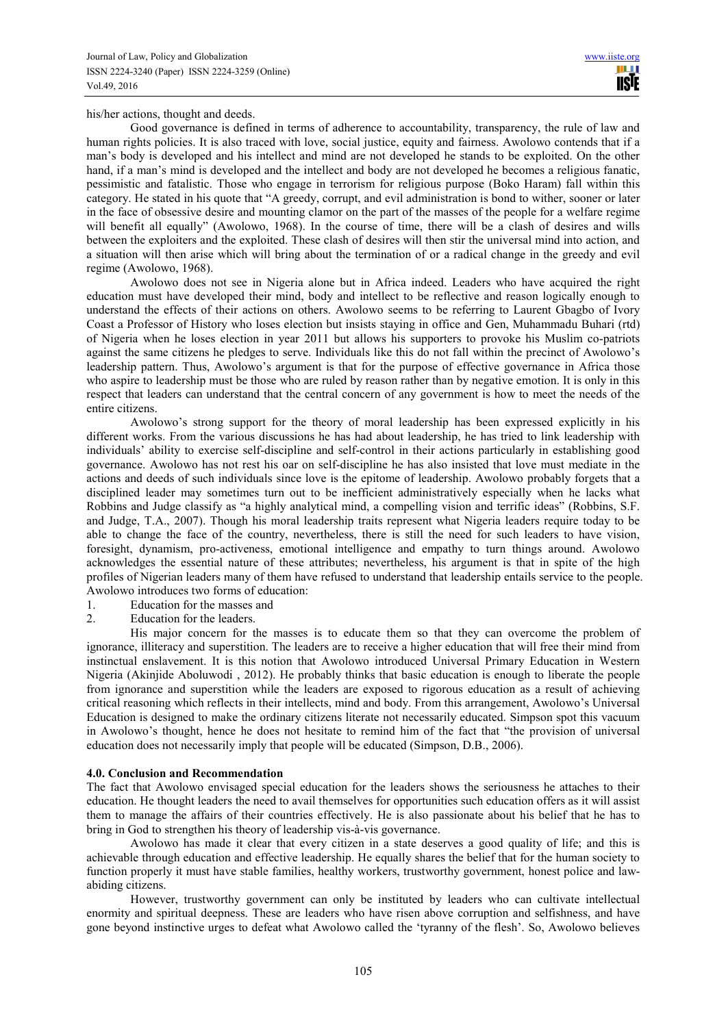his/her actions, thought and deeds.

Good governance is defined in terms of adherence to accountability, transparency, the rule of law and human rights policies. It is also traced with love, social justice, equity and fairness. Awolowo contends that if a man's body is developed and his intellect and mind are not developed he stands to be exploited. On the other hand, if a man's mind is developed and the intellect and body are not developed he becomes a religious fanatic, pessimistic and fatalistic. Those who engage in terrorism for religious purpose (Boko Haram) fall within this category. He stated in his quote that "A greedy, corrupt, and evil administration is bond to wither, sooner or later in the face of obsessive desire and mounting clamor on the part of the masses of the people for a welfare regime will benefit all equally" (Awolowo, 1968). In the course of time, there will be a clash of desires and wills between the exploiters and the exploited. These clash of desires will then stir the universal mind into action, and a situation will then arise which will bring about the termination of or a radical change in the greedy and evil regime (Awolowo, 1968).

Awolowo does not see in Nigeria alone but in Africa indeed. Leaders who have acquired the right education must have developed their mind, body and intellect to be reflective and reason logically enough to understand the effects of their actions on others. Awolowo seems to be referring to Laurent Gbagbo of Ivory Coast a Professor of History who loses election but insists staying in office and Gen, Muhammadu Buhari (rtd) of Nigeria when he loses election in year 2011 but allows his supporters to provoke his Muslim co-patriots against the same citizens he pledges to serve. Individuals like this do not fall within the precinct of Awolowo's leadership pattern. Thus, Awolowo's argument is that for the purpose of effective governance in Africa those who aspire to leadership must be those who are ruled by reason rather than by negative emotion. It is only in this respect that leaders can understand that the central concern of any government is how to meet the needs of the entire citizens.

Awolowo's strong support for the theory of moral leadership has been expressed explicitly in his different works. From the various discussions he has had about leadership, he has tried to link leadership with individuals' ability to exercise self-discipline and self-control in their actions particularly in establishing good governance. Awolowo has not rest his oar on self-discipline he has also insisted that love must mediate in the actions and deeds of such individuals since love is the epitome of leadership. Awolowo probably forgets that a disciplined leader may sometimes turn out to be inefficient administratively especially when he lacks what Robbins and Judge classify as "a highly analytical mind, a compelling vision and terrific ideas" (Robbins, S.F. and Judge, T.A., 2007). Though his moral leadership traits represent what Nigeria leaders require today to be able to change the face of the country, nevertheless, there is still the need for such leaders to have vision, foresight, dynamism, pro-activeness, emotional intelligence and empathy to turn things around. Awolowo acknowledges the essential nature of these attributes; nevertheless, his argument is that in spite of the high profiles of Nigerian leaders many of them have refused to understand that leadership entails service to the people. Awolowo introduces two forms of education:

1. Education for the masses and
2. Education for the leaders.

His major concern for the masses is to educate them so that they can overcome the problem of ignorance, illiteracy and superstition. The leaders are to receive a higher education that will free their mind from instinctual enslavement. It is this notion that Awolowo introduced Universal Primary Education in Western Nigeria (Akinjide Aboluwodi , 2012). He probably thinks that basic education is enough to liberate the people from ignorance and superstition while the leaders are exposed to rigorous education as a result of achieving critical reasoning which reflects in their intellects, mind and body. From this arrangement, Awolowo's Universal Education is designed to make the ordinary citizens literate not necessarily educated. Simpson spot this vacuum in Awolowo's thought, hence he does not hesitate to remind him of the fact that "the provision of universal education does not necessarily imply that people will be educated (Simpson, D.B., 2006).

### 4.0. Conclusion and Recommendation

The fact that Awolowo envisaged special education for the leaders shows the seriousness he attaches to their education. He thought leaders the need to avail themselves for opportunities such education offers as it will assist them to manage the affairs of their countries effectively. He is also passionate about his belief that he has to bring in God to strengthen his theory of leadership vis-à-vis governance.

Awolowo has made it clear that every citizen in a state deserves a good quality of life; and this is achievable through education and effective leadership. He equally shares the belief that for the human society to function properly it must have stable families, healthy workers, trustworthy government, honest police and law-abiding citizens.

However, trustworthy government can only be instituted by leaders who can cultivate intellectual enormity and spiritual deepness. These are leaders who have risen above corruption and selfishness, and have gone beyond instinctive urges to defeat what Awolowo called the 'tyranny of the flesh'. So, Awolowo believes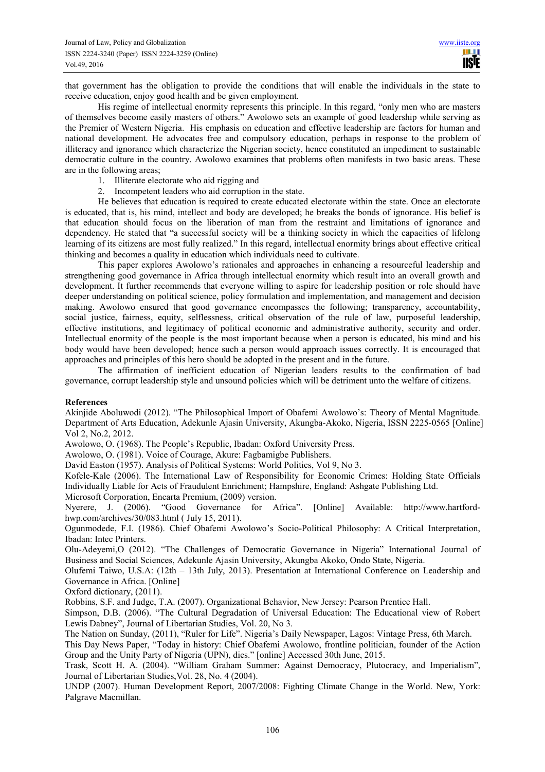that government has the obligation to provide the conditions that will enable the individuals in the state to receive education, enjoy good health and be given employment.

His regime of intellectual enormity represents this principle. In this regard, "only men who are masters of themselves become easily masters of others." Awolowo sets an example of good leadership while serving as the Premier of Western Nigeria. His emphasis on education and effective leadership are factors for human and national development. He advocates free and compulsory education, perhaps in response to the problem of illiteracy and ignorance which characterize the Nigerian society, hence constituted an impediment to sustainable democratic culture in the country. Awolowo examines that problems often manifests in two basic areas. These are in the following areas;

1. Illiterate electorate who aid rigging and
2. Incompetent leaders who aid corruption in the state.

He believes that education is required to create educated electorate within the state. Once an electorate is educated, that is, his mind, intellect and body are developed; he breaks the bonds of ignorance. His belief is that education should focus on the liberation of man from the restraint and limitations of ignorance and dependency. He stated that "a successful society will be a thinking society in which the capacities of lifelong learning of its citizens are most fully realized." In this regard, intellectual enormity brings about effective critical thinking and becomes a quality in education which individuals need to cultivate.

This paper explores Awolowo's rationales and approaches in enhancing a resourceful leadership and strengthening good governance in Africa through intellectual enormity which result into an overall growth and development. It further recommends that everyone willing to aspire for leadership position or role should have deeper understanding on political science, policy formulation and implementation, and management and decision making. Awolowo ensured that good governance encompasses the following; transparency, accountability, social justice, fairness, equity, selflessness, critical observation of the rule of law, purposeful leadership, effective institutions, and legitimacy of political economic and administrative authority, security and order. Intellectual enormity of the people is the most important because when a person is educated, his mind and his body would have been developed; hence such a person would approach issues correctly. It is encouraged that approaches and principles of this hero should be adopted in the present and in the future.

The affirmation of inefficient education of Nigerian leaders results to the confirmation of bad governance, corrupt leadership style and unsound policies which will be detriment unto the welfare of citizens.

**References**

Akinjide Aboluwodi (2012). "The Philosophical Import of Obafemi Awolowo's: Theory of Mental Magnitude. Department of Arts Education, Adekunle Ajasin University, Akungba-Akoko, Nigeria, ISSN 2225-0565 [Online] Vol 2, No.2, 2012.

Awolowo, O. (1968). The People's Republic, Ibadan: Oxford University Press.

Awolowo, O. (1981). Voice of Courage, Akure: Fagbamigbe Publishers.

David Easton (1957). Analysis of Political Systems: World Politics, Vol 9, No 3.

Kofele-Kale (2006). The International Law of Responsibility for Economic Crimes: Holding State Officials Individually Liable for Acts of Fraudulent Enrichment; Hampshire, England: Ashgate Publishing Ltd.

Microsoft Corporation, Encarta Premium, (2009) version.

Nyerere, J. (2006). "Good Governance for Africa". [Online] Available: http://www.hartford-hwp.com/archives/30/083.html ( July 15, 2011).

Ogunmodede, F.I. (1986). Chief Obafemi Awolowo's Socio-Political Philosophy: A Critical Interpretation, Ibadan: Intec Printers.

Olu-Adeyemi,O (2012). "The Challenges of Democratic Governance in Nigeria" International Journal of Business and Social Sciences, Adekunle Ajasin University, Akungba Akoko, Ondo State, Nigeria.

Olufemi Taiwo, U.S.A: (12th – 13th July, 2013). Presentation at International Conference on Leadership and Governance in Africa. [Online]

Oxford dictionary, (2011).

Robbins, S.F. and Judge, T.A. (2007). Organizational Behavior, New Jersey: Pearson Prentice Hall.

Simpson, D.B. (2006). "The Cultural Degradation of Universal Education: The Educational view of Robert Lewis Dabney", Journal of Libertarian Studies, Vol. 20, No 3.

The Nation on Sunday, (2011), "Ruler for Life". Nigeria's Daily Newspaper, Lagos: Vintage Press, 6th March.

This Day News Paper, "Today in history: Chief Obafemi Awolowo, frontline politician, founder of the Action Group and the Unity Party of Nigeria (UPN), dies." [online] Accessed 30th June, 2015.

Trask, Scott H. A. (2004). "William Graham Summer: Against Democracy, Plutocracy, and Imperialism", Journal of Libertarian Studies,Vol. 28, No. 4 (2004).

UNDP (2007). Human Development Report, 2007/2008: Fighting Climate Change in the World. New, York: Palgrave Macmillan.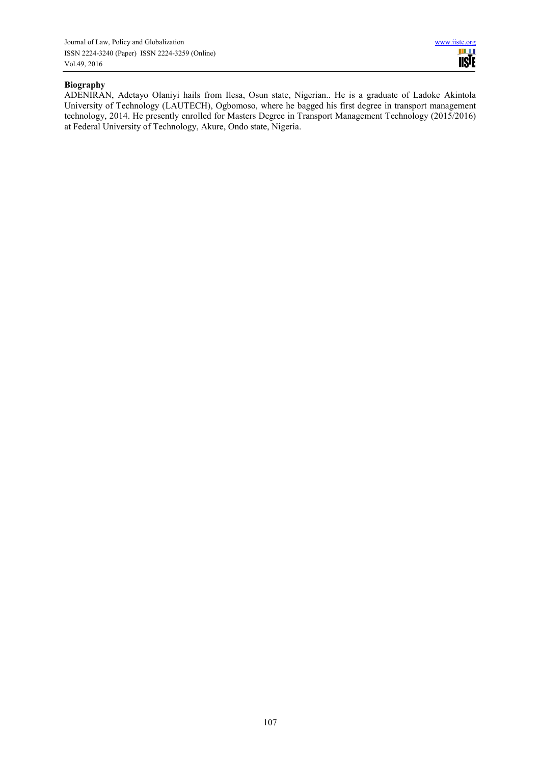**Biography**

ADENIRAN, Adetayo Olaniyi hails from Ilesa, Osun state, Nigerian.. He is a graduate of Ladoke Akintola University of Technology (LAUTECH), Ogbomoso, where he bagged his first degree in transport management technology, 2014. He presently enrolled for Masters Degree in Transport Management Technology (2015/2016) at Federal University of Technology, Akure, Ondo state, Nigeria.